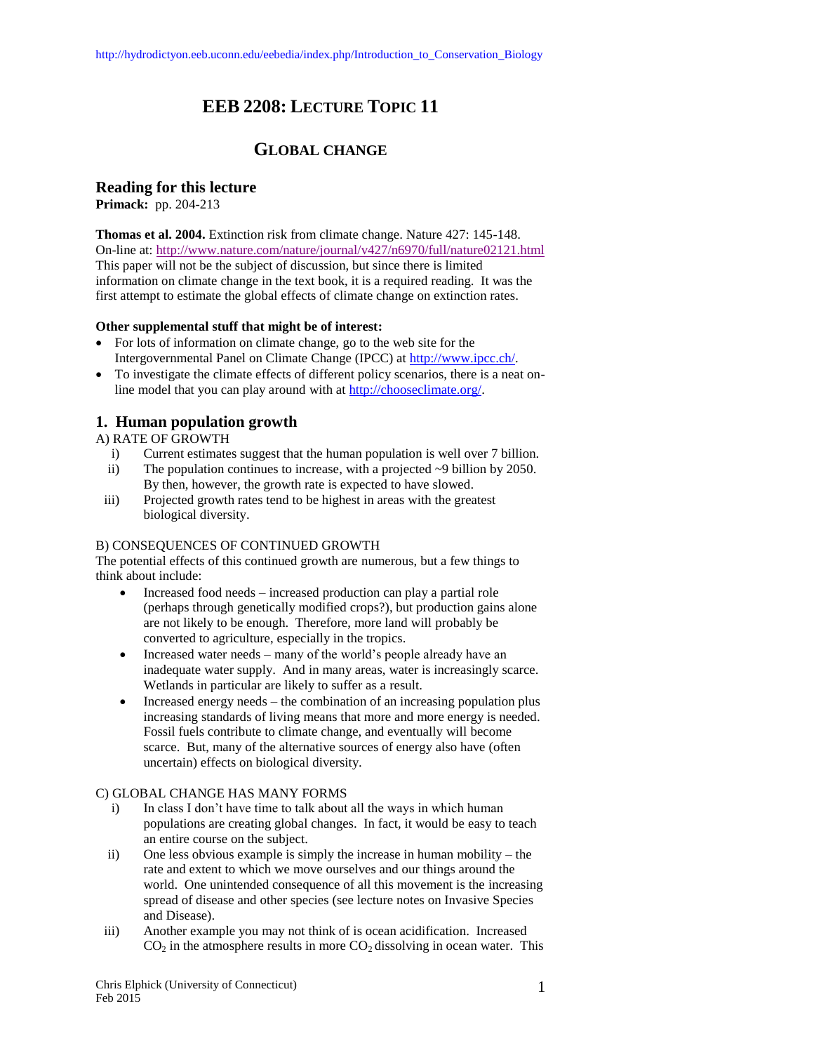http://hydrodictyon.eeb.uconn.edu/eebedia/index.php/Introduction_to_Conservation_Biology

# EEB 2208: LECTURE TOPIC 11

## GLOBAL CHANGE

### Reading for this lecture

**Primack:** pp. 204-213

**Thomas et al. 2004.** Extinction risk from climate change. Nature 427: 145-148.
On-line at: http://www.nature.com/nature/journal/v427/n6970/full/nature02121.html
This paper will not be the subject of discussion, but since there is limited information on climate change in the text book, it is a required reading. It was the first attempt to estimate the global effects of climate change on extinction rates.

**Other supplemental stuff that might be of interest:**

- For lots of information on climate change, go to the web site for the Intergovernmental Panel on Climate Change (IPCC) at http://www.ipcc.ch/.
- To investigate the climate effects of different policy scenarios, there is a neat on-line model that you can play around with at http://chooseclimate.org/.

### 1. Human population growth

A) RATE OF GROWTH

i) Current estimates suggest that the human population is well over 7 billion.

ii) The population continues to increase, with a projected ~9 billion by 2050. By then, however, the growth rate is expected to have slowed.

iii) Projected growth rates tend to be highest in areas with the greatest biological diversity.

B) CONSEQUENCES OF CONTINUED GROWTH

The potential effects of this continued growth are numerous, but a few things to think about include:

- Increased food needs – increased production can play a partial role (perhaps through genetically modified crops?), but production gains alone are not likely to be enough. Therefore, more land will probably be converted to agriculture, especially in the tropics.
- Increased water needs – many of the world's people already have an inadequate water supply. And in many areas, water is increasingly scarce. Wetlands in particular are likely to suffer as a result.
- Increased energy needs – the combination of an increasing population plus increasing standards of living means that more and more energy is needed. Fossil fuels contribute to climate change, and eventually will become scarce. But, many of the alternative sources of energy also have (often uncertain) effects on biological diversity.

C) GLOBAL CHANGE HAS MANY FORMS

i) In class I don't have time to talk about all the ways in which human populations are creating global changes. In fact, it would be easy to teach an entire course on the subject.

ii) One less obvious example is simply the increase in human mobility – the rate and extent to which we move ourselves and our things around the world. One unintended consequence of all this movement is the increasing spread of disease and other species (see lecture notes on Invasive Species and Disease).

iii) Another example you may not think of is ocean acidification. Increased $CO_2$ in the atmosphere results in more $CO_2$ dissolving in ocean water. This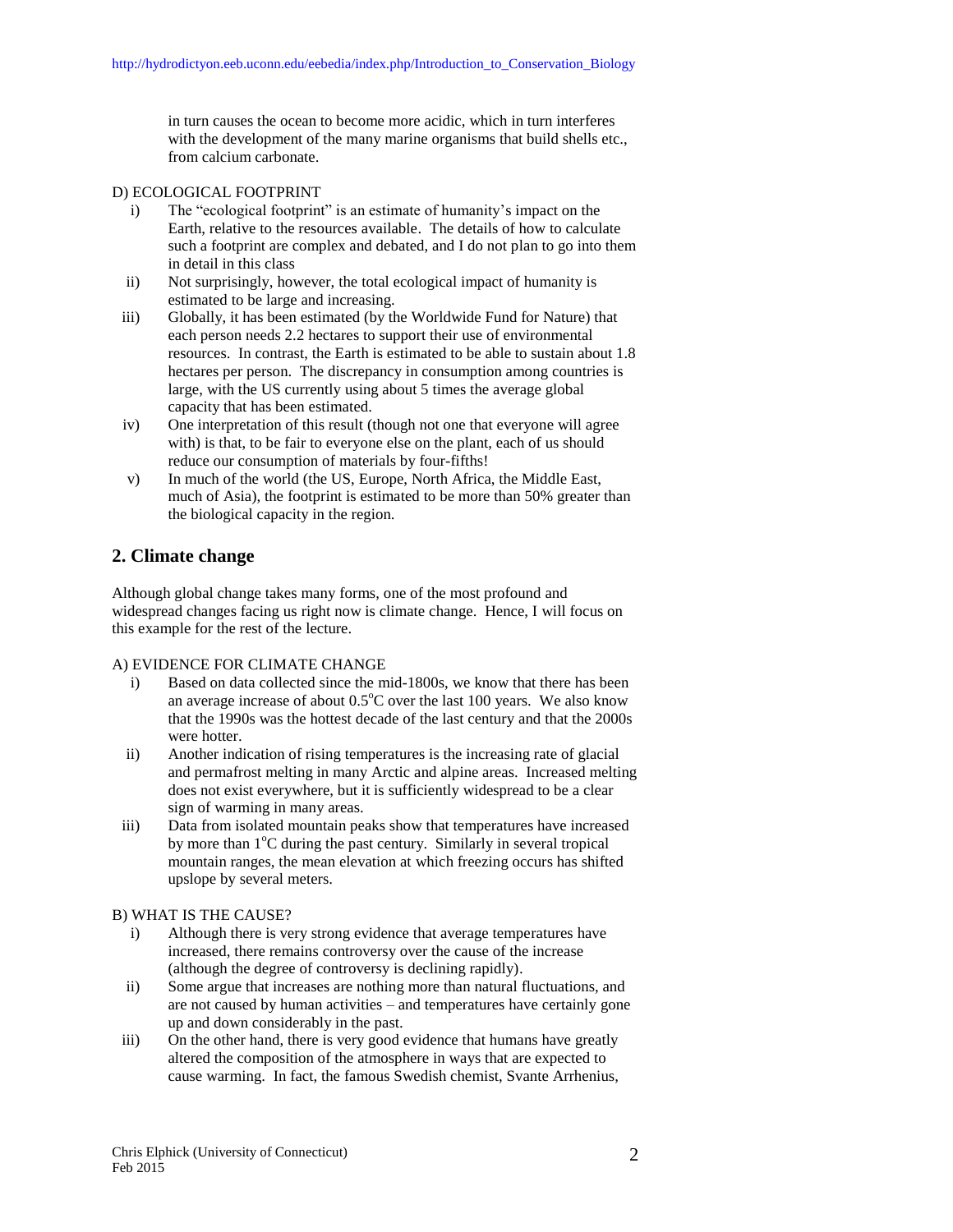in turn causes the ocean to become more acidic, which in turn interferes with the development of the many marine organisms that build shells etc., from calcium carbonate.

D) ECOLOGICAL FOOTPRINT

i) The "ecological footprint" is an estimate of humanity's impact on the Earth, relative to the resources available. The details of how to calculate such a footprint are complex and debated, and I do not plan to go into them in detail in this class

ii) Not surprisingly, however, the total ecological impact of humanity is estimated to be large and increasing.

iii) Globally, it has been estimated (by the Worldwide Fund for Nature) that each person needs 2.2 hectares to support their use of environmental resources. In contrast, the Earth is estimated to be able to sustain about 1.8 hectares per person. The discrepancy in consumption among countries is large, with the US currently using about 5 times the average global capacity that has been estimated.

iv) One interpretation of this result (though not one that everyone will agree with) is that, to be fair to everyone else on the plant, each of us should reduce our consumption of materials by four-fifths!

v) In much of the world (the US, Europe, North Africa, the Middle East, much of Asia), the footprint is estimated to be more than 50% greater than the biological capacity in the region.

## 2. Climate change

Although global change takes many forms, one of the most profound and widespread changes facing us right now is climate change. Hence, I will focus on this example for the rest of the lecture.

A) EVIDENCE FOR CLIMATE CHANGE

i) Based on data collected since the mid-1800s, we know that there has been an average increase of about 0.5$^{o}$C over the last 100 years. We also know that the 1990s was the hottest decade of the last century and that the 2000s were hotter.

ii) Another indication of rising temperatures is the increasing rate of glacial and permafrost melting in many Arctic and alpine areas. Increased melting does not exist everywhere, but it is sufficiently widespread to be a clear sign of warming in many areas.

iii) Data from isolated mountain peaks show that temperatures have increased by more than 1$^{o}$C during the past century. Similarly in several tropical mountain ranges, the mean elevation at which freezing occurs has shifted upslope by several meters.

B) WHAT IS THE CAUSE?

i) Although there is very strong evidence that average temperatures have increased, there remains controversy over the cause of the increase (although the degree of controversy is declining rapidly).

ii) Some argue that increases are nothing more than natural fluctuations, and are not caused by human activities – and temperatures have certainly gone up and down considerably in the past.

iii) On the other hand, there is very good evidence that humans have greatly altered the composition of the atmosphere in ways that are expected to cause warming. In fact, the famous Swedish chemist, Svante Arrhenius,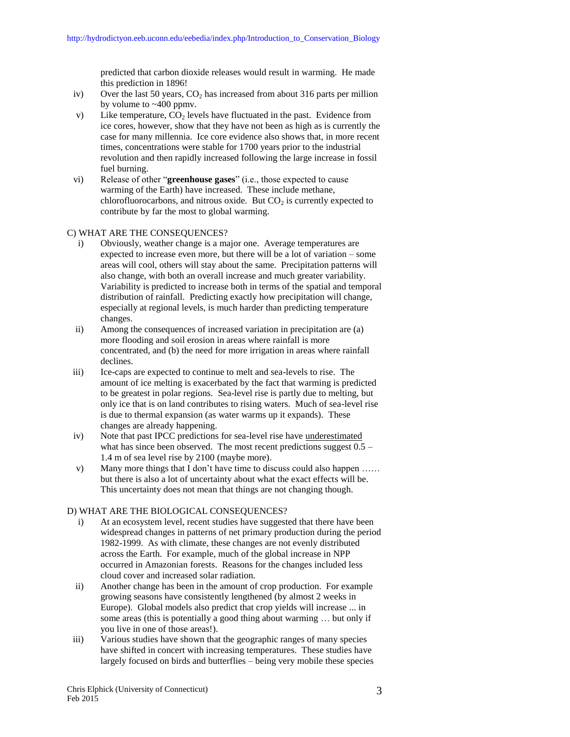predicted that carbon dioxide releases would result in warming. He made this prediction in 1896!

iv) Over the last 50 years, $CO_2$ has increased from about 316 parts per million by volume to ~400 ppmv.

v) Like temperature, $CO_2$ levels have fluctuated in the past. Evidence from ice cores, however, show that they have not been as high as is currently the case for many millennia. Ice core evidence also shows that, in more recent times, concentrations were stable for 1700 years prior to the industrial revolution and then rapidly increased following the large increase in fossil fuel burning.

vi) Release of other "**greenhouse gases**" (i.e., those expected to cause warming of the Earth) have increased. These include methane, chlorofluorocarbons, and nitrous oxide. But $CO_2$ is currently expected to contribute by far the most to global warming.

C) WHAT ARE THE CONSEQUENCES?

i) Obviously, weather change is a major one. Average temperatures are expected to increase even more, but there will be a lot of variation – some areas will cool, others will stay about the same. Precipitation patterns will also change, with both an overall increase and much greater variability. Variability is predicted to increase both in terms of the spatial and temporal distribution of rainfall. Predicting exactly how precipitation will change, especially at regional levels, is much harder than predicting temperature changes.

ii) Among the consequences of increased variation in precipitation are (a) more flooding and soil erosion in areas where rainfall is more concentrated, and (b) the need for more irrigation in areas where rainfall declines.

iii) Ice-caps are expected to continue to melt and sea-levels to rise. The amount of ice melting is exacerbated by the fact that warming is predicted to be greatest in polar regions. Sea-level rise is partly due to melting, but only ice that is on land contributes to rising waters. Much of sea-level rise is due to thermal expansion (as water warms up it expands). These changes are already happening.

iv) Note that past IPCC predictions for sea-level rise have underestimated what has since been observed. The most recent predictions suggest 0.5 – 1.4 m of sea level rise by 2100 (maybe more).

v) Many more things that I don't have time to discuss could also happen …… but there is also a lot of uncertainty about what the exact effects will be. This uncertainty does not mean that things are not changing though.

D) WHAT ARE THE BIOLOGICAL CONSEQUENCES?

i) At an ecosystem level, recent studies have suggested that there have been widespread changes in patterns of net primary production during the period 1982-1999. As with climate, these changes are not evenly distributed across the Earth. For example, much of the global increase in NPP occurred in Amazonian forests. Reasons for the changes included less cloud cover and increased solar radiation.

ii) Another change has been in the amount of crop production. For example growing seasons have consistently lengthened (by almost 2 weeks in Europe). Global models also predict that crop yields will increase ... in some areas (this is potentially a good thing about warming … but only if you live in one of those areas!).

iii) Various studies have shown that the geographic ranges of many species have shifted in concert with increasing temperatures. These studies have largely focused on birds and butterflies – being very mobile these species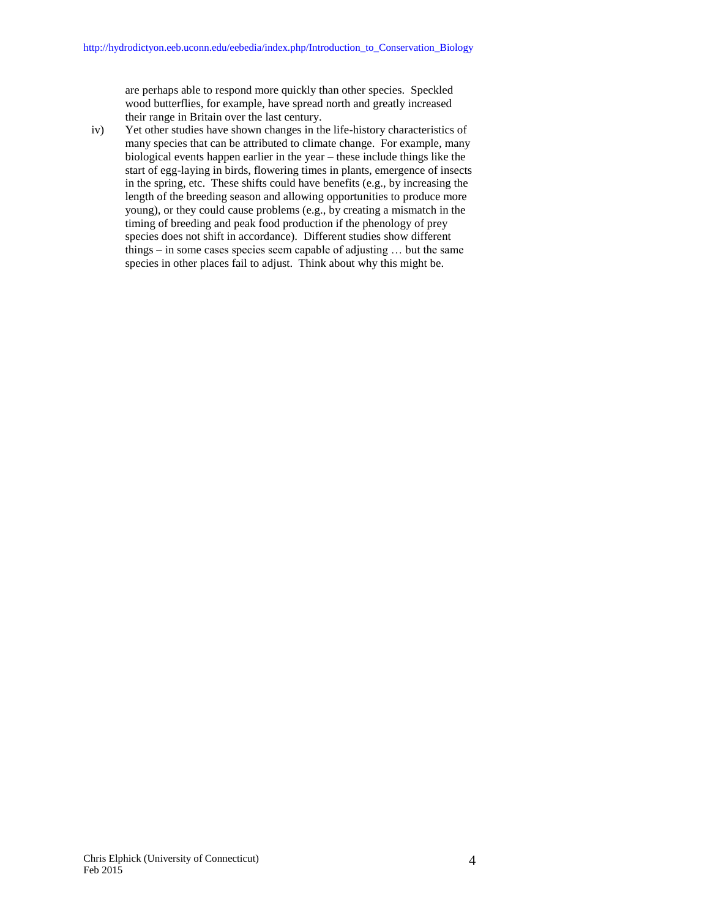are perhaps able to respond more quickly than other species. Speckled wood butterflies, for example, have spread north and greatly increased their range in Britain over the last century.

iv) Yet other studies have shown changes in the life-history characteristics of many species that can be attributed to climate change. For example, many biological events happen earlier in the year – these include things like the start of egg-laying in birds, flowering times in plants, emergence of insects in the spring, etc. These shifts could have benefits (e.g., by increasing the length of the breeding season and allowing opportunities to produce more young), or they could cause problems (e.g., by creating a mismatch in the timing of breeding and peak food production if the phenology of prey species does not shift in accordance). Different studies show different things – in some cases species seem capable of adjusting … but the same species in other places fail to adjust. Think about why this might be.